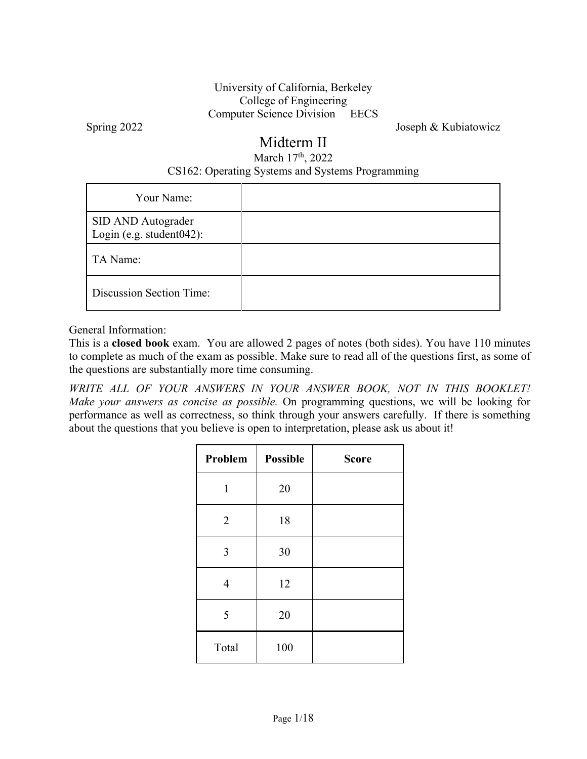University of California, Berkeley
College of Engineering
Computer Science Division EECS

Spring 2022 Joseph & Kubiatowicz

# Midterm II

March 17th, 2022

CS162: Operating Systems and Systems Programming

| Your Name: | |
|---|---|
| SID AND Autograder Login (e.g. student042): | |
| TA Name: | |
| Discussion Section Time: | |

General Information:
This is a **closed book** exam. You are allowed 2 pages of notes (both sides). You have 110 minutes to complete as much of the exam as possible. Make sure to read all of the questions first, as some of the questions are substantially more time consuming.

*WRITE ALL OF YOUR ANSWERS IN YOUR ANSWER BOOK, NOT IN THIS BOOKLET! Make your answers as concise as possible.* On programming questions, we will be looking for performance as well as correctness, so think through your answers carefully. If there is something about the questions that you believe is open to interpretation, please ask us about it!

| **Problem** | **Possible** | **Score** |
|---|---|---|
| 1 | 20 | |
| 2 | 18 | |
| 3 | 30 | |
| 4 | 12 | |
| 5 | 20 | |
| Total | 100 | |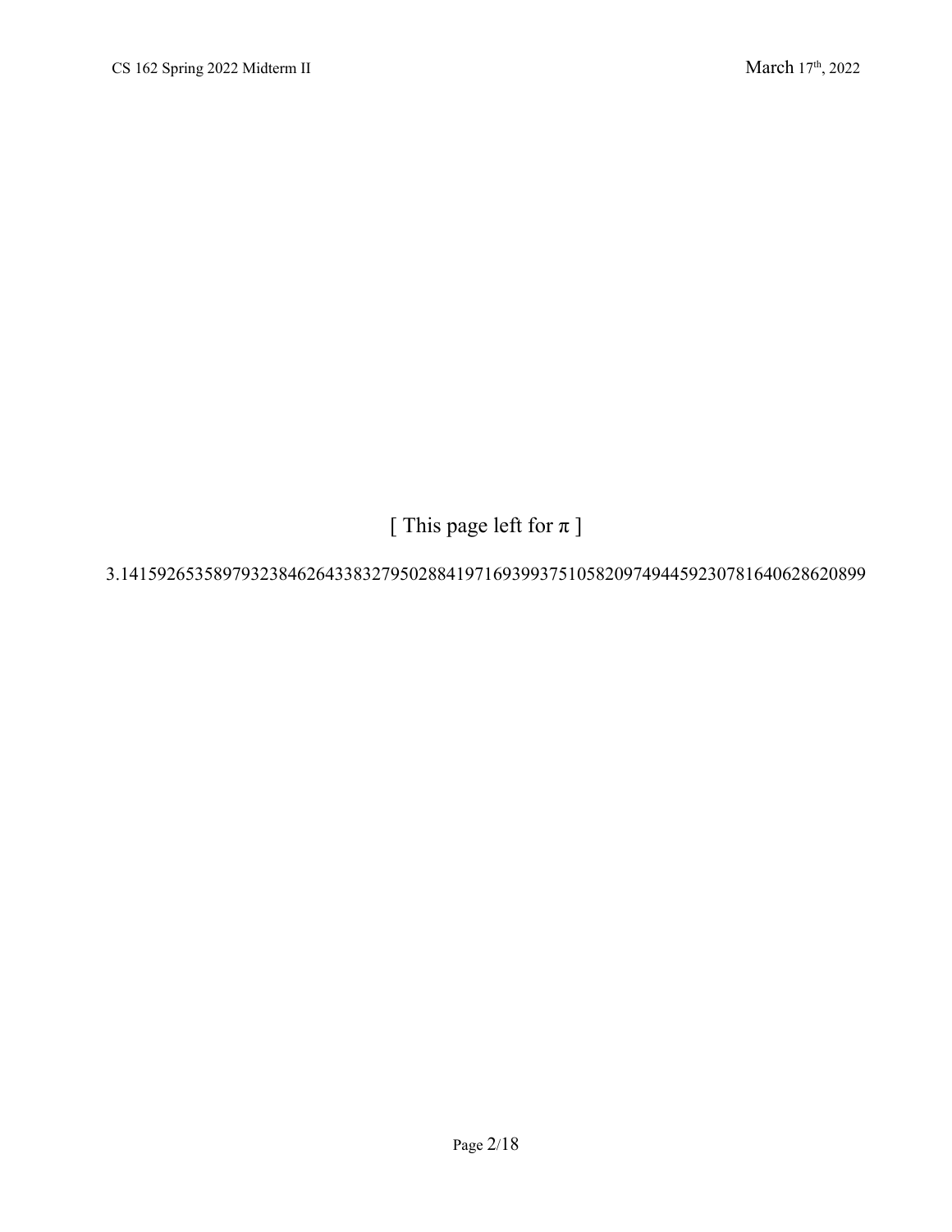[ This page left for π ]

3.14159265358979323846264338327950288419716939937510582097494459230781640628620899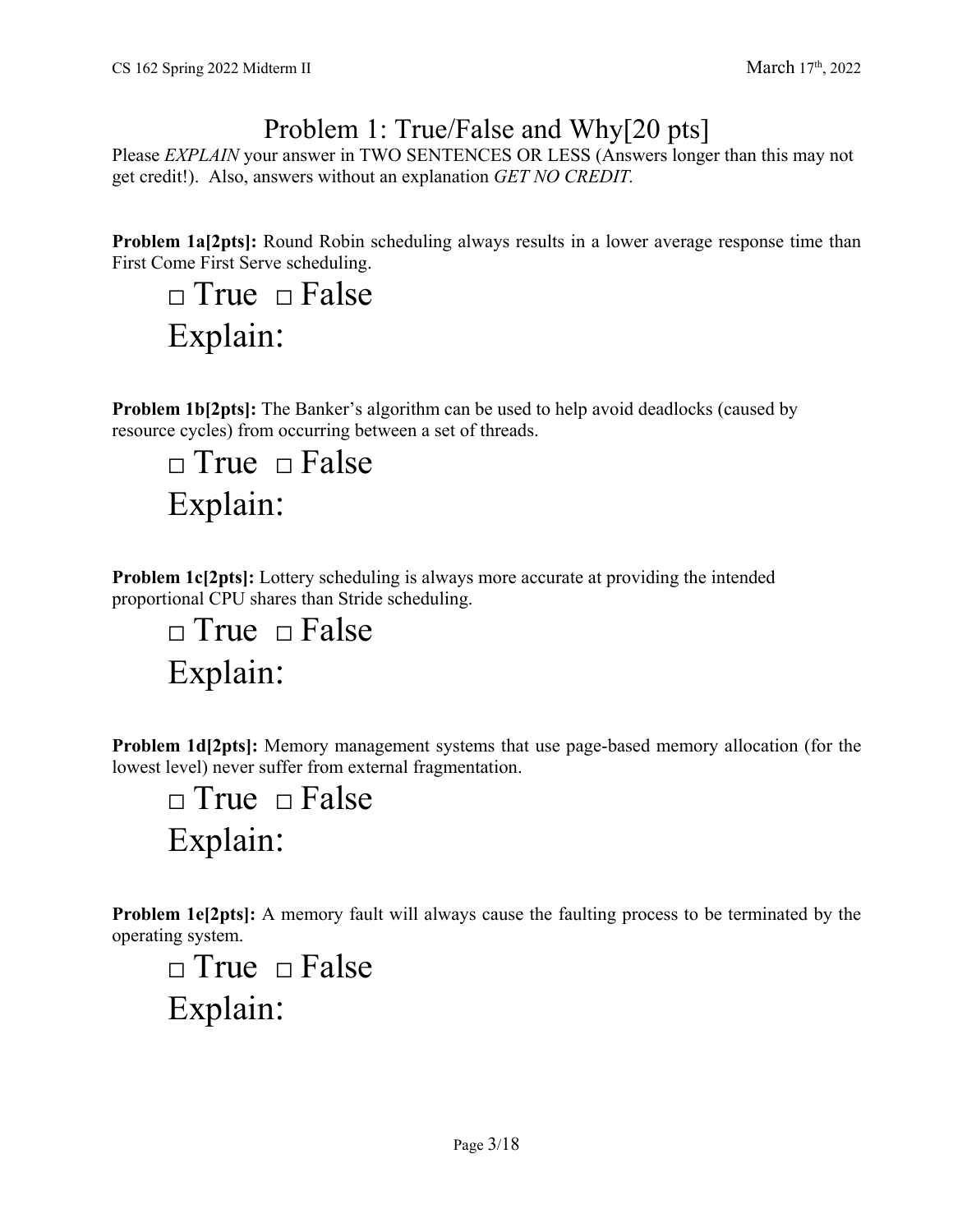# Problem 1: True/False and Why[20 pts]

Please *EXPLAIN* your answer in TWO SENTENCES OR LESS (Answers longer than this may not get credit!). Also, answers without an explanation *GET NO CREDIT.*

**Problem 1a[2pts]:** Round Robin scheduling always results in a lower average response time than First Come First Serve scheduling.

□ True □ False

Explain:

**Problem 1b[2pts]:** The Banker's algorithm can be used to help avoid deadlocks (caused by resource cycles) from occurring between a set of threads.

□ True □ False

Explain:

**Problem 1c[2pts]:** Lottery scheduling is always more accurate at providing the intended proportional CPU shares than Stride scheduling.

□ True □ False

Explain:

**Problem 1d[2pts]:** Memory management systems that use page-based memory allocation (for the lowest level) never suffer from external fragmentation.

□ True □ False

Explain:

**Problem 1e[2pts]:** A memory fault will always cause the faulting process to be terminated by the operating system.

□ True □ False

Explain: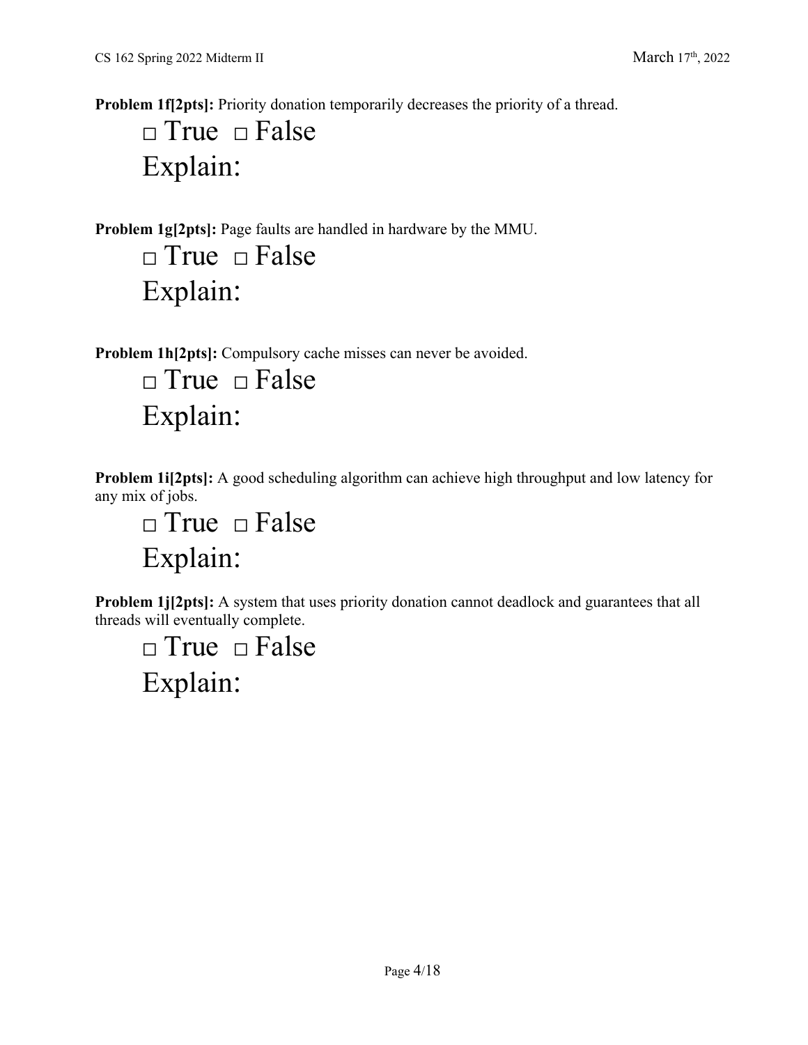**Problem 1f[2pts]:** Priority donation temporarily decreases the priority of a thread.

□ True □ False

Explain:

**Problem 1g[2pts]:** Page faults are handled in hardware by the MMU.

□ True □ False

Explain:

**Problem 1h[2pts]:** Compulsory cache misses can never be avoided.

□ True □ False

Explain:

**Problem 1i[2pts]:** A good scheduling algorithm can achieve high throughput and low latency for any mix of jobs.

□ True □ False

Explain:

**Problem 1j[2pts]:** A system that uses priority donation cannot deadlock and guarantees that all threads will eventually complete.

□ True □ False

Explain: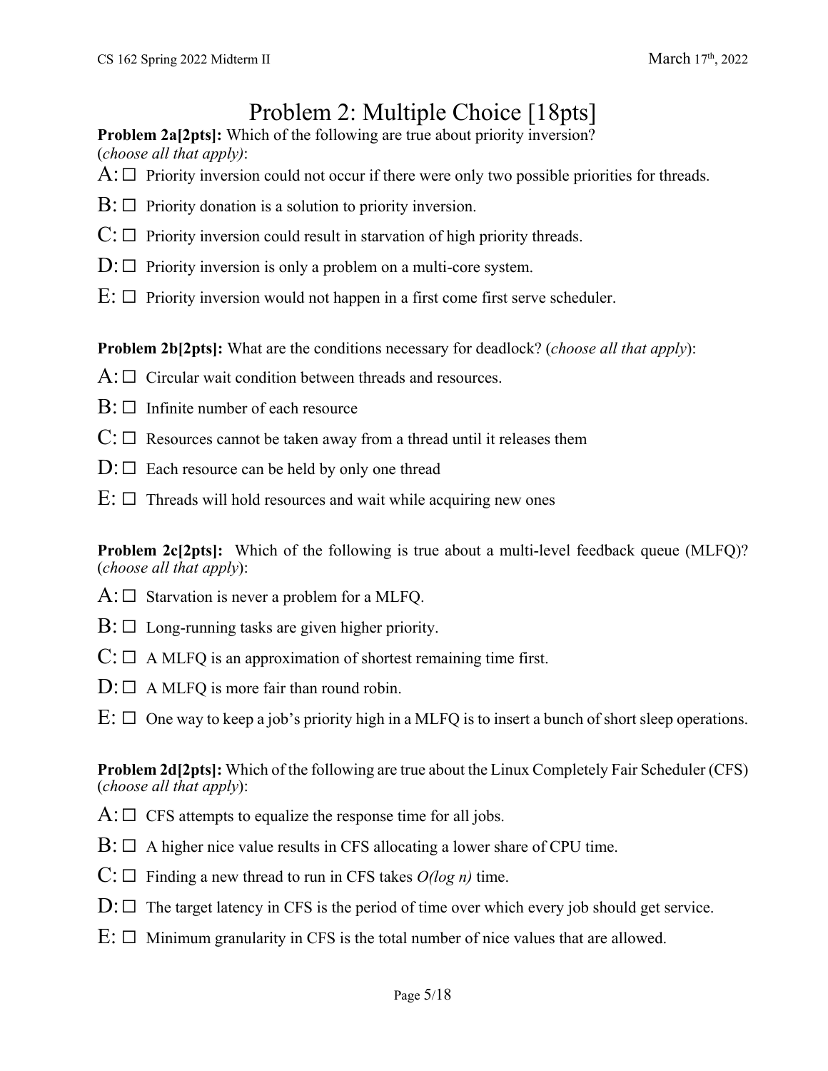# Problem 2: Multiple Choice [18pts]

**Problem 2a[2pts]:** Which of the following are true about priority inversion? (*choose all that apply)*:

A: ☐ Priority inversion could not occur if there were only two possible priorities for threads.

B: ☐ Priority donation is a solution to priority inversion.

C: ☐ Priority inversion could result in starvation of high priority threads.

D: ☐ Priority inversion is only a problem on a multi-core system.

E: ☐ Priority inversion would not happen in a first come first serve scheduler.

**Problem 2b[2pts]:** What are the conditions necessary for deadlock? (*choose all that apply*):

A: ☐ Circular wait condition between threads and resources.

B: ☐ Infinite number of each resource

C: ☐ Resources cannot be taken away from a thread until it releases them

D: ☐ Each resource can be held by only one thread

E: ☐ Threads will hold resources and wait while acquiring new ones

**Problem 2c[2pts]:** Which of the following is true about a multi-level feedback queue (MLFQ)? (*choose all that apply*):

A: ☐ Starvation is never a problem for a MLFQ.

B: ☐ Long-running tasks are given higher priority.

C: ☐ A MLFQ is an approximation of shortest remaining time first.

D: ☐ A MLFQ is more fair than round robin.

E: ☐ One way to keep a job's priority high in a MLFQ is to insert a bunch of short sleep operations.

**Problem 2d[2pts]:** Which of the following are true about the Linux Completely Fair Scheduler (CFS) (*choose all that apply*):

A: ☐ CFS attempts to equalize the response time for all jobs.

B: ☐ A higher nice value results in CFS allocating a lower share of CPU time.

C: ☐ Finding a new thread to run in CFS takes *O(log n)* time.

D: ☐ The target latency in CFS is the period of time over which every job should get service.

E: ☐ Minimum granularity in CFS is the total number of nice values that are allowed.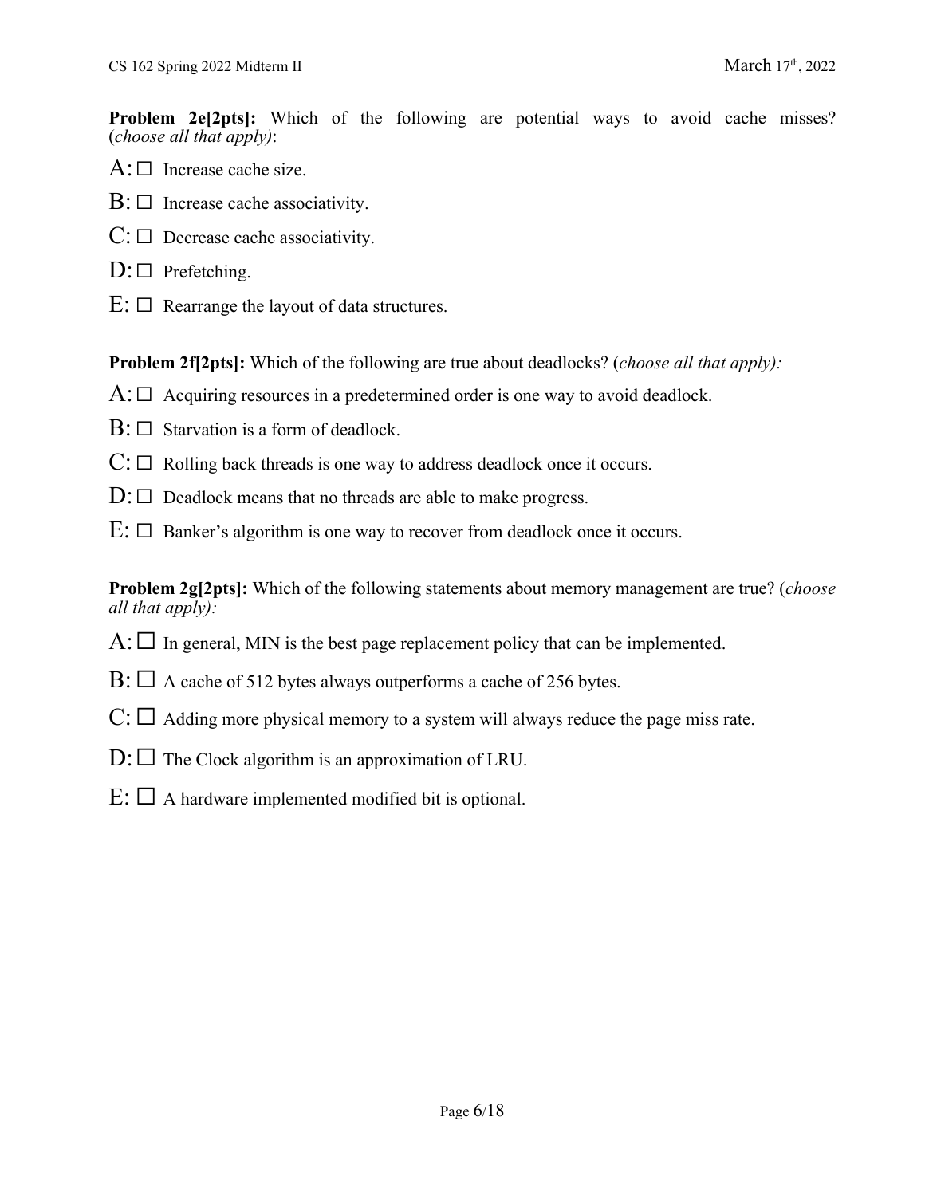**Problem 2e[2pts]:** Which of the following are potential ways to avoid cache misses? (*choose all that apply)*:

A: ☐ Increase cache size.

B: ☐ Increase cache associativity.

C: ☐ Decrease cache associativity.

D: ☐ Prefetching.

E: ☐ Rearrange the layout of data structures.

**Problem 2f[2pts]:** Which of the following are true about deadlocks? (*choose all that apply):*

A: ☐ Acquiring resources in a predetermined order is one way to avoid deadlock.

B: ☐ Starvation is a form of deadlock.

C: ☐ Rolling back threads is one way to address deadlock once it occurs.

D: ☐ Deadlock means that no threads are able to make progress.

E: ☐ Banker's algorithm is one way to recover from deadlock once it occurs.

**Problem 2g[2pts]:** Which of the following statements about memory management are true? (*choose all that apply):*

A: ☐ In general, MIN is the best page replacement policy that can be implemented.

B: ☐ A cache of 512 bytes always outperforms a cache of 256 bytes.

C: ☐ Adding more physical memory to a system will always reduce the page miss rate.

D: ☐ The Clock algorithm is an approximation of LRU.

E: ☐ A hardware implemented modified bit is optional.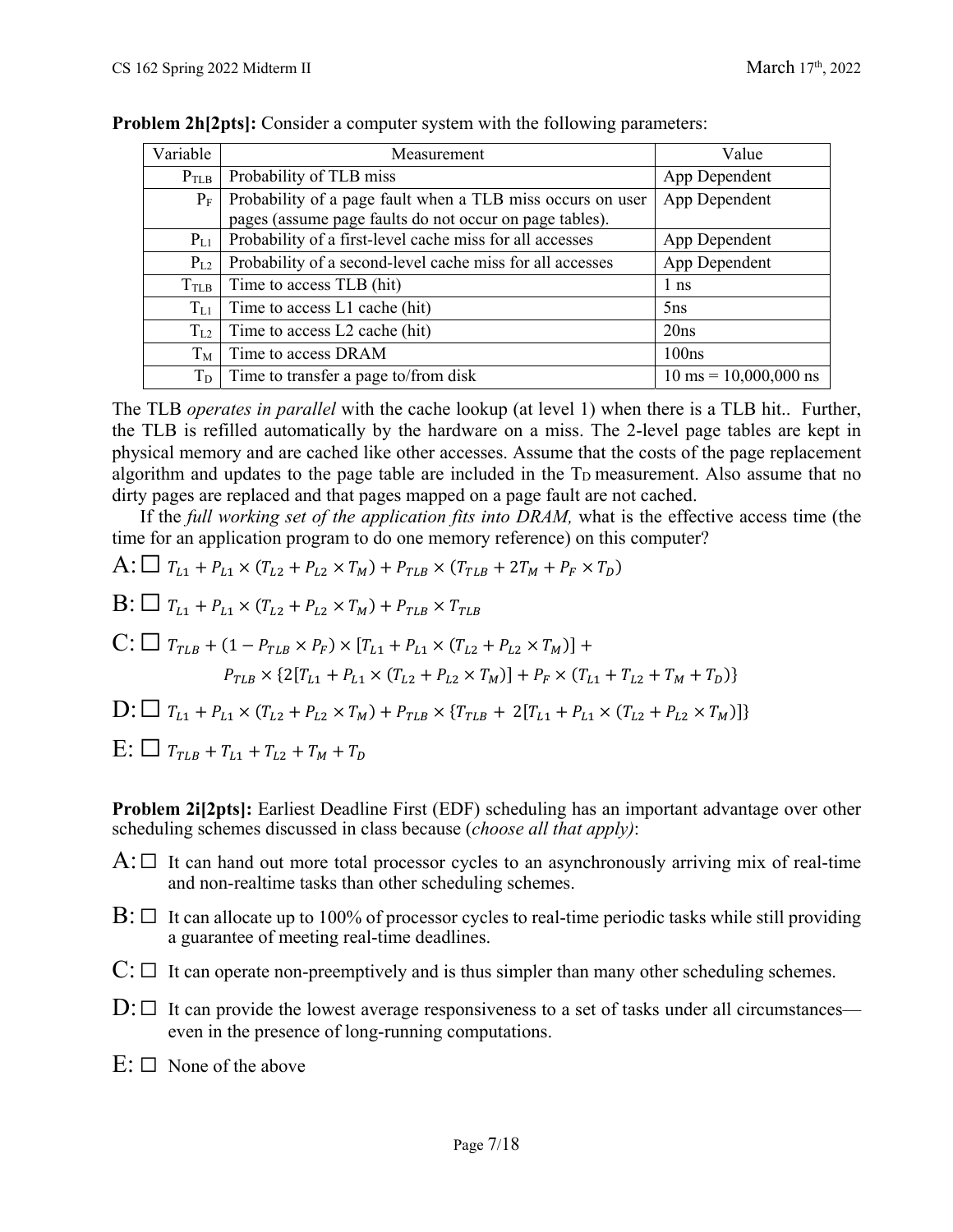**Problem 2h[2pts]:** Consider a computer system with the following parameters:

| Variable | Measurement | Value |
|---|---|---|
| $P_{TLB}$ | Probability of TLB miss | App Dependent |
| $P_F$ | Probability of a page fault when a TLB miss occurs on user pages (assume page faults do not occur on page tables). | App Dependent |
| $P_{L1}$ | Probability of a first-level cache miss for all accesses | App Dependent |
| $P_{L2}$ | Probability of a second-level cache miss for all accesses | App Dependent |
| $T_{TLB}$ | Time to access TLB (hit) | 1 ns |
| $T_{L1}$ | Time to access L1 cache (hit) | 5ns |
| $T_{L2}$ | Time to access L2 cache (hit) | 20ns |
| $T_M$ | Time to access DRAM | 100ns |
| $T_D$ | Time to transfer a page to/from disk | 10 ms = 10,000,000 ns |

The TLB *operates in parallel* with the cache lookup (at level 1) when there is a TLB hit.. Further, the TLB is refilled automatically by the hardware on a miss. The 2-level page tables are kept in physical memory and are cached like other accesses. Assume that the costs of the page replacement algorithm and updates to the page table are included in the $T_D$ measurement. Also assume that no dirty pages are replaced and that pages mapped on a page fault are not cached.

If the *full working set of the application fits into DRAM,* what is the effective access time (the time for an application program to do one memory reference) on this computer?

A: ☐ $T_{L1} + P_{L1} \times (T_{L2} + P_{L2} \times T_M) + P_{TLB} \times (T_{TLB} + 2T_M + P_F \times T_D)$

B: ☐ $T_{L1} + P_{L1} \times (T_{L2} + P_{L2} \times T_M) + P_{TLB} \times T_{TLB}$

C: ☐ $T_{TLB} + (1 - P_{TLB} \times P_F) \times [T_{L1} + P_{L1} \times (T_{L2} + P_{L2} \times T_M)] +$
$P_{TLB} \times \{2[T_{L1} + P_{L1} \times (T_{L2} + P_{L2} \times T_M)] + P_F \times (T_{L1} + T_{L2} + T_M + T_D)\}$

D: ☐ $T_{L1} + P_{L1} \times (T_{L2} + P_{L2} \times T_M) + P_{TLB} \times \{T_{TLB} + 2[T_{L1} + P_{L1} \times (T_{L2} + P_{L2} \times T_M)]\}$

E: ☐ $T_{TLB} + T_{L1} + T_{L2} + T_M + T_D$

**Problem 2i[2pts]:** Earliest Deadline First (EDF) scheduling has an important advantage over other scheduling schemes discussed in class because (*choose all that apply)*:

A: ☐ It can hand out more total processor cycles to an asynchronously arriving mix of real-time and non-realtime tasks than other scheduling schemes.

B: ☐ It can allocate up to 100% of processor cycles to real-time periodic tasks while still providing a guarantee of meeting real-time deadlines.

C: ☐ It can operate non-preemptively and is thus simpler than many other scheduling schemes.

D: ☐ It can provide the lowest average responsiveness to a set of tasks under all circumstances—even in the presence of long-running computations.

E: ☐ None of the above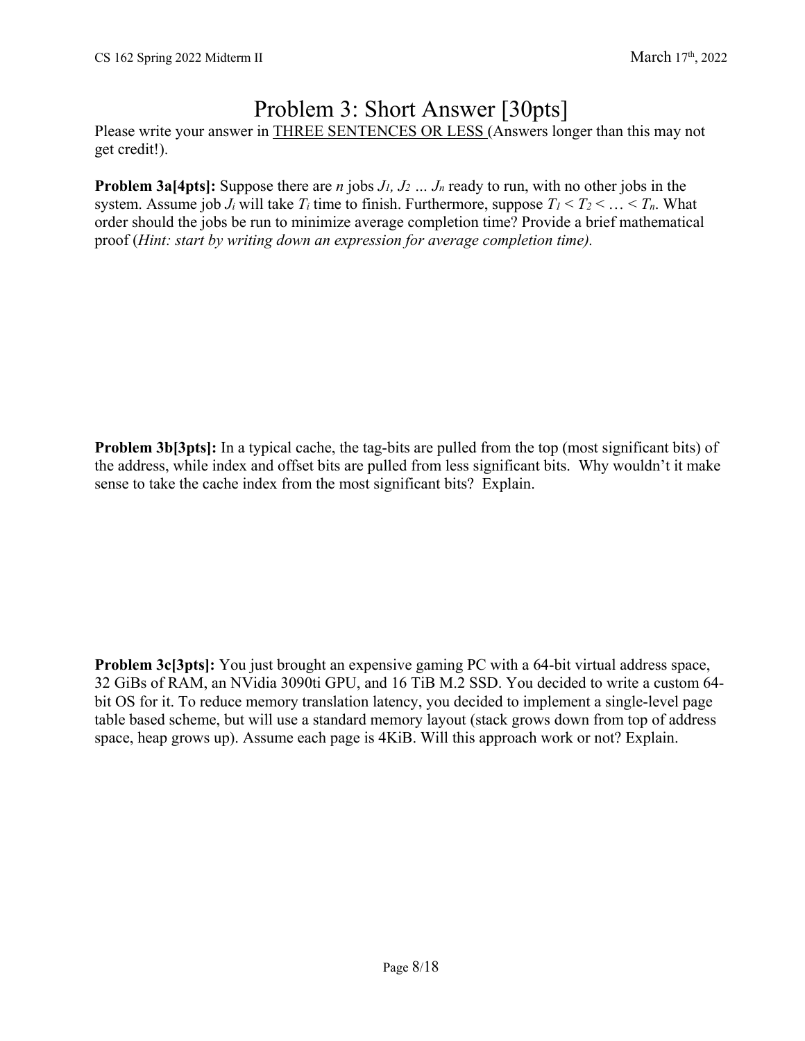# Problem 3: Short Answer [30pts]

Please write your answer in THREE SENTENCES OR LESS (Answers longer than this may not get credit!).

**Problem 3a[4pts]:** Suppose there are $n$ jobs $J_1, J_2 \ldots J_n$ ready to run, with no other jobs in the system. Assume job $J_i$ will take $T_i$ time to finish. Furthermore, suppose $T_1 < T_2 < \ldots < T_n$. What order should the jobs be run to minimize average completion time? Provide a brief mathematical proof (*Hint: start by writing down an expression for average completion time).*

**Problem 3b[3pts]:** In a typical cache, the tag-bits are pulled from the top (most significant bits) of the address, while index and offset bits are pulled from less significant bits. Why wouldn't it make sense to take the cache index from the most significant bits? Explain.

**Problem 3c[3pts]:** You just brought an expensive gaming PC with a 64-bit virtual address space, 32 GiBs of RAM, an NVidia 3090ti GPU, and 16 TiB M.2 SSD. You decided to write a custom 64-bit OS for it. To reduce memory translation latency, you decided to implement a single-level page table based scheme, but will use a standard memory layout (stack grows down from top of address space, heap grows up). Assume each page is 4KiB. Will this approach work or not? Explain.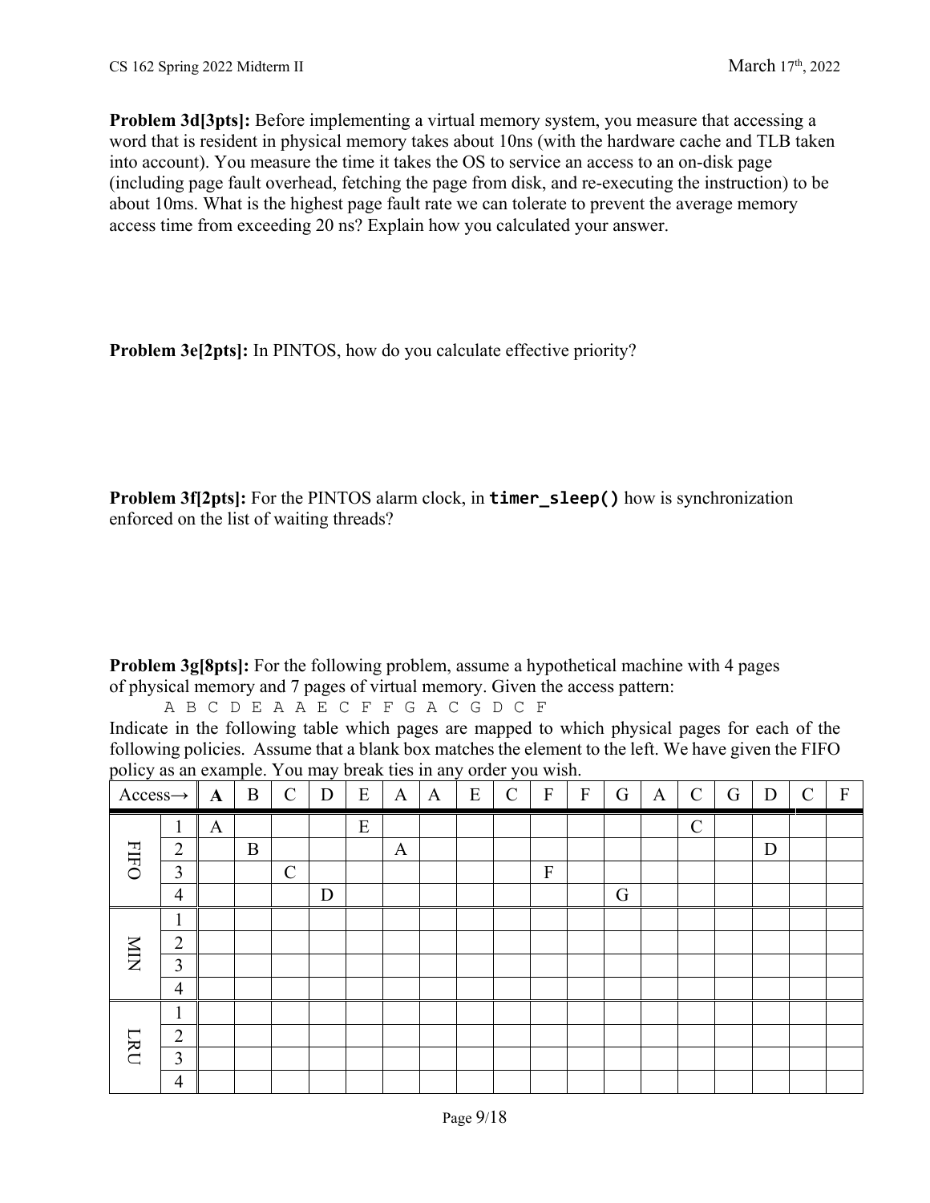**Problem 3d[3pts]:** Before implementing a virtual memory system, you measure that accessing a word that is resident in physical memory takes about 10ns (with the hardware cache and TLB taken into account). You measure the time it takes the OS to service an access to an on-disk page (including page fault overhead, fetching the page from disk, and re-executing the instruction) to be about 10ms. What is the highest page fault rate we can tolerate to prevent the average memory access time from exceeding 20 ns? Explain how you calculated your answer.

**Problem 3e[2pts]:** In PINTOS, how do you calculate effective priority?

**Problem 3f[2pts]:** For the PINTOS alarm clock, in **`timer_sleep()`** how is synchronization enforced on the list of waiting threads?

**Problem 3g[8pts]:** For the following problem, assume a hypothetical machine with 4 pages of physical memory and 7 pages of virtual memory. Given the access pattern:

A B C D E A A E C F F G A C G D C F

Indicate in the following table which pages are mapped to which physical pages for each of the following policies. Assume that a blank box matches the element to the left. We have given the FIFO policy as an example. You may break ties in any order you wish.

| Access→ | | **A** | B | C | D | E | A | A | E | C | F | F | G | A | C | G | D | C | F |
|---|---|---|---|---|---|---|---|---|---|---|---|---|---|---|---|---|---|---|---|
| FIFO | 1 | A | | | | E | | | | | | | | | C | | | | |
| | 2 | | B | | | | A | | | | | | | | | | D | | |
| | 3 | | | C | | | | | | | F | | | | | | | | |
| | 4 | | | | D | | | | | | | | G | | | | | | |
| MIN | 1 | | | | | | | | | | | | | | | | | | |
| | 2 | | | | | | | | | | | | | | | | | | |
| | 3 | | | | | | | | | | | | | | | | | | |
| | 4 | | | | | | | | | | | | | | | | | | |
| LRU | 1 | | | | | | | | | | | | | | | | | | |
| | 2 | | | | | | | | | | | | | | | | | | |
| | 3 | | | | | | | | | | | | | | | | | | |
| | 4 | | | | | | | | | | | | | | | | | | |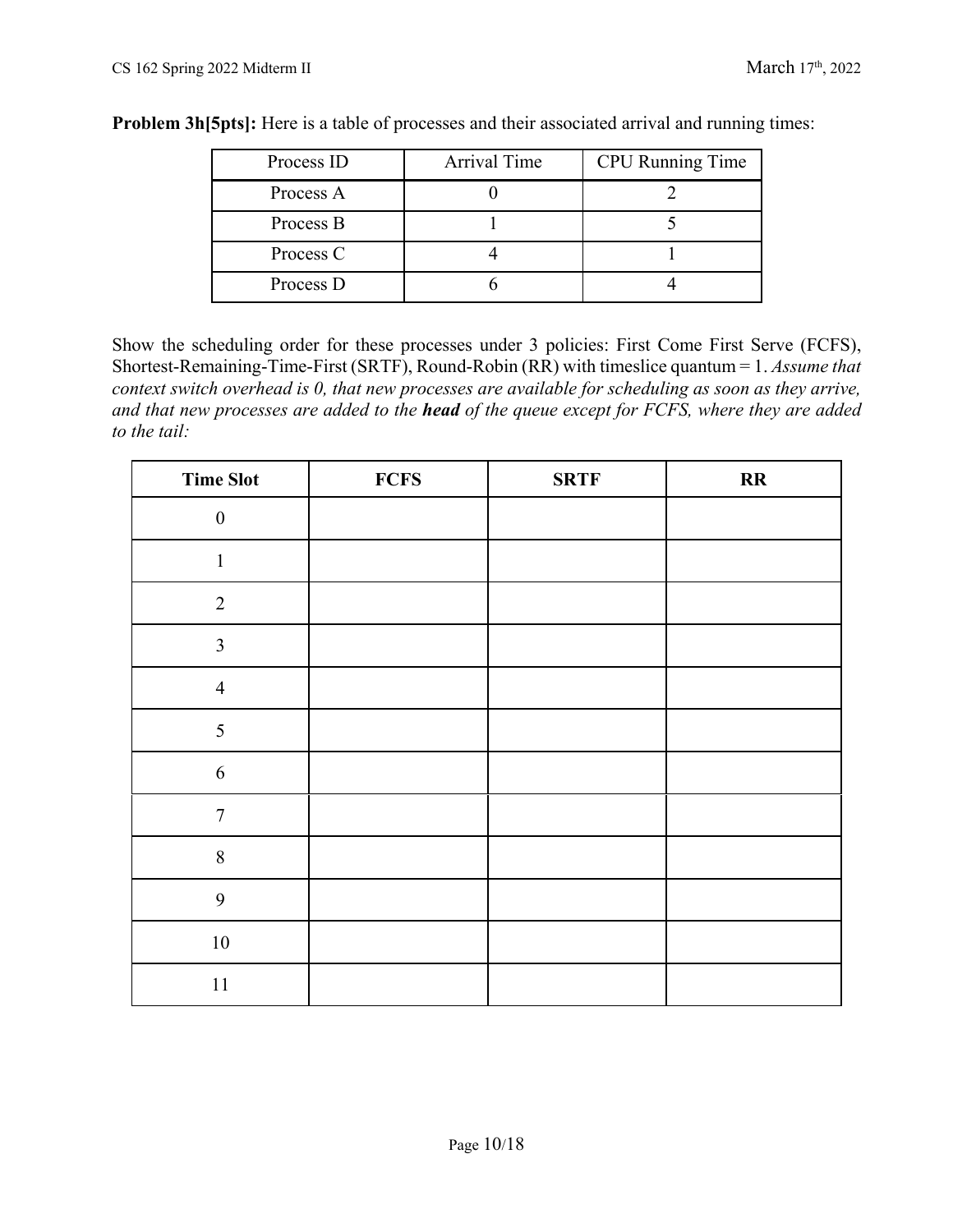**Problem 3h[5pts]:** Here is a table of processes and their associated arrival and running times:

| Process ID | Arrival Time | CPU Running Time |
|---|---|---|
| Process A | 0 | 2 |
| Process B | 1 | 5 |
| Process C | 4 | 1 |
| Process D | 6 | 4 |

Show the scheduling order for these processes under 3 policies: First Come First Serve (FCFS), Shortest-Remaining-Time-First (SRTF), Round-Robin (RR) with timeslice quantum = 1. *Assume that context switch overhead is 0, that new processes are available for scheduling as soon as they arrive, and that new processes are added to the **head** of the queue except for FCFS, where they are added to the tail:*

| Time Slot | FCFS | SRTF | RR |
|---|---|---|---|
| 0 | | | |
| 1 | | | |
| 2 | | | |
| 3 | | | |
| 4 | | | |
| 5 | | | |
| 6 | | | |
| 7 | | | |
| 8 | | | |
| 9 | | | |
| 10 | | | |
| 11 | | | |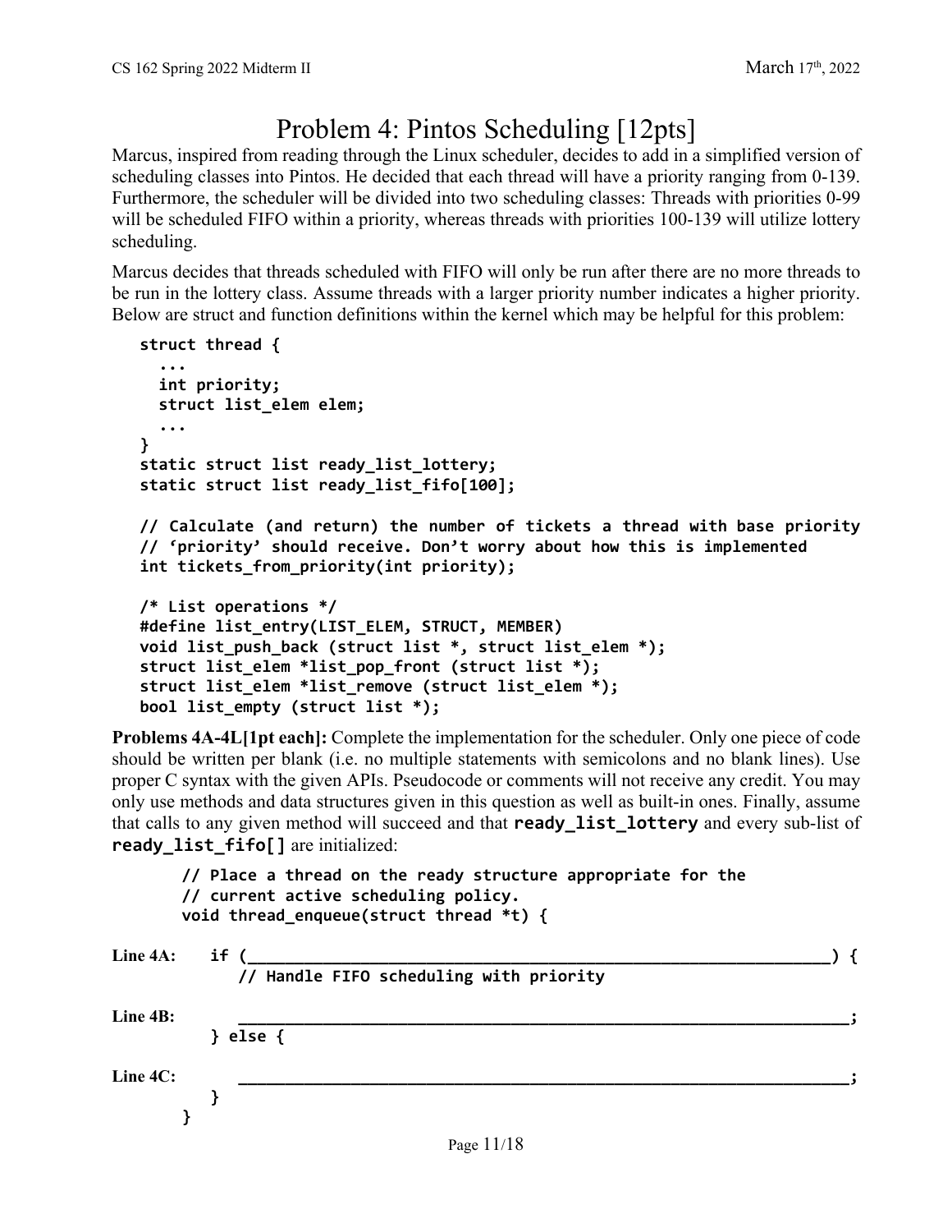# Problem 4: Pintos Scheduling [12pts]

Marcus, inspired from reading through the Linux scheduler, decides to add in a simplified version of scheduling classes into Pintos. He decided that each thread will have a priority ranging from 0-139. Furthermore, the scheduler will be divided into two scheduling classes: Threads with priorities 0-99 will be scheduled FIFO within a priority, whereas threads with priorities 100-139 will utilize lottery scheduling.

Marcus decides that threads scheduled with FIFO will only be run after there are no more threads to be run in the lottery class. Assume threads with a larger priority number indicates a higher priority. Below are struct and function definitions within the kernel which may be helpful for this problem:

```
struct thread {
  ...
  int priority;
  struct list_elem elem;
  ...
}
static struct list ready_list_lottery;
static struct list ready_list_fifo[100];

// Calculate (and return) the number of tickets a thread with base priority
// 'priority' should receive. Don't worry about how this is implemented
int tickets_from_priority(int priority);

/* List operations */
#define list_entry(LIST_ELEM, STRUCT, MEMBER)
void list_push_back (struct list *, struct list_elem *);
struct list_elem *list_pop_front (struct list *);
struct list_elem *list_remove (struct list_elem *);
bool list_empty (struct list *);
```

**Problems 4A-4L[1pt each]:** Complete the implementation for the scheduler. Only one piece of code should be written per blank (i.e. no multiple statements with semicolons and no blank lines). Use proper C syntax with the given APIs. Pseudocode or comments will not receive any credit. You may only use methods and data structures given in this question as well as built-in ones. Finally, assume that calls to any given method will succeed and that **ready_list_lottery** and every sub-list of **ready_list_fifo[]** are initialized:

```
    // Place a thread on the ready structure appropriate for the
    // current active scheduling policy.
    void thread_enqueue(struct thread *t) {
Line 4A:  if (_______________________________________________________________) {
            // Handle FIFO scheduling with priority
Line 4B:    _________________________________________________________________;
          } else {
Line 4C:    _________________________________________________________________;
          }
    }
```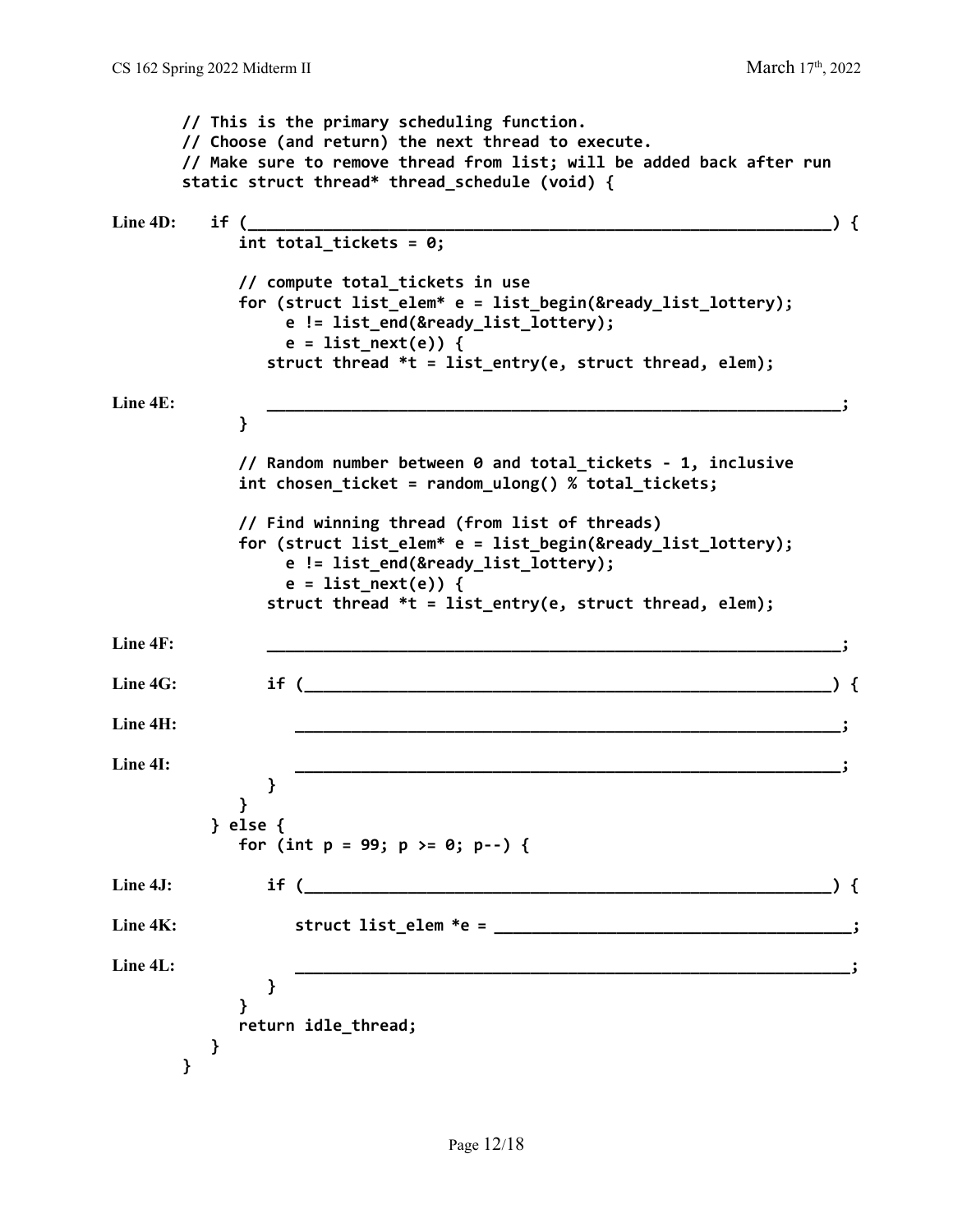```
        // This is the primary scheduling function.
        // Choose (and return) the next thread to execute.
        // Make sure to remove thread from list; will be added back after run
        static struct thread* thread_schedule (void) {

Line 4D:     if (_________________________________________________________________) {
                int total_tickets = 0;

                // compute total_tickets in use
                for (struct list_elem* e = list_begin(&ready_list_lottery);
                     e != list_end(&ready_list_lottery);
                     e = list_next(e)) {
                   struct thread *t = list_entry(e, struct thread, elem);

Line 4E:           _______________________________________________________________;
                }

                // Random number between 0 and total_tickets - 1, inclusive
                int chosen_ticket = random_ulong() % total_tickets;

                // Find winning thread (from list of threads)
                for (struct list_elem* e = list_begin(&ready_list_lottery);
                     e != list_end(&ready_list_lottery);
                     e = list_next(e)) {
                   struct thread *t = list_entry(e, struct thread, elem);

Line 4F:           _______________________________________________________________;

Line 4G:           if (_________________________________________________________) {

Line 4H:              __________________________________________________________;

Line 4I:              __________________________________________________________;
                   }
                }
             } else {
                for (int p = 99; p >= 0; p--) {

Line 4J:           if (_________________________________________________________) {

Line 4K:              struct list_elem *e = _____________________________________;

Line 4L:              ___________________________________________________________;
                   }
                }
                return idle_thread;
             }
        }
```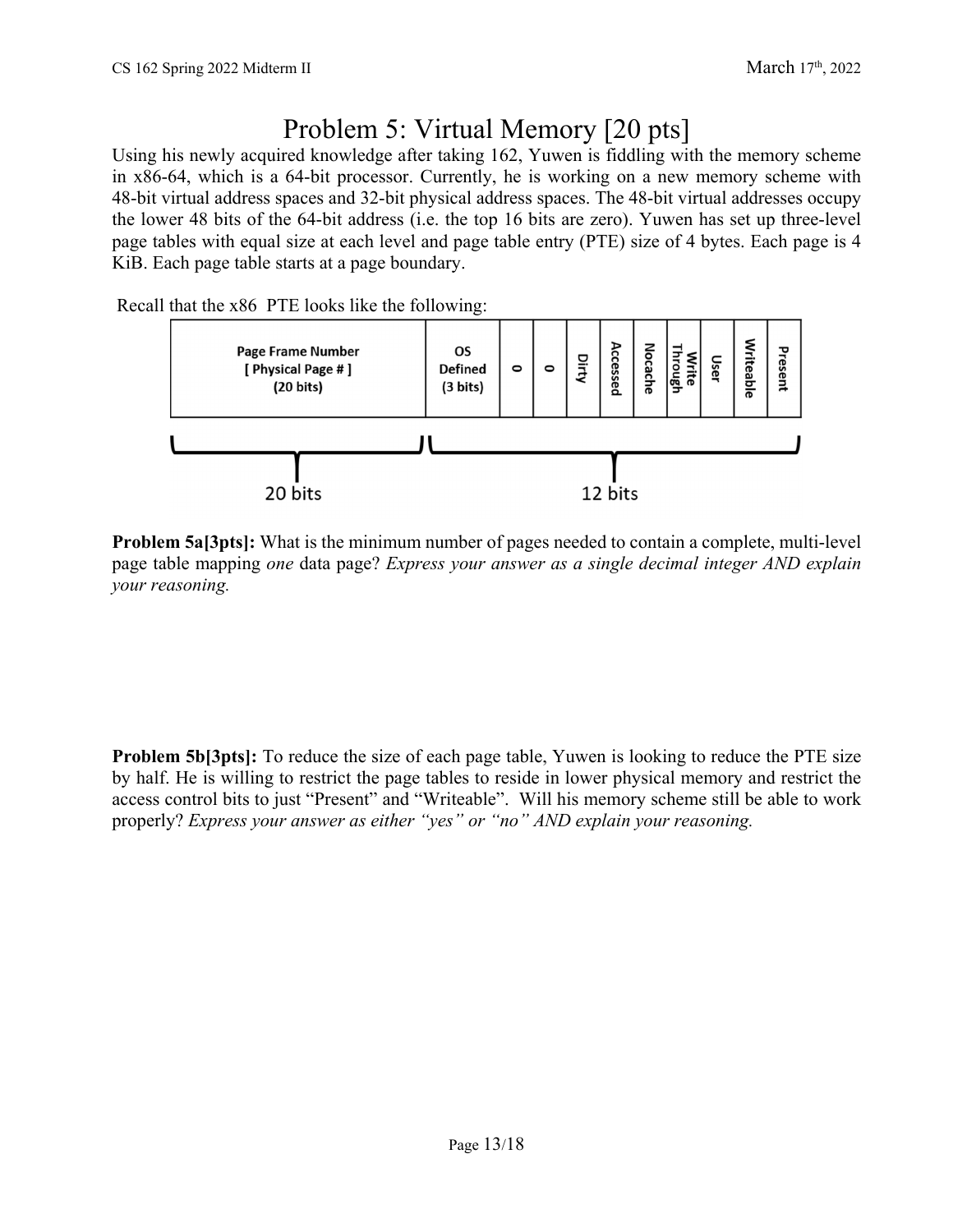# Problem 5: Virtual Memory [20 pts]

Using his newly acquired knowledge after taking 162, Yuwen is fiddling with the memory scheme in x86-64, which is a 64-bit processor. Currently, he is working on a new memory scheme with 48-bit virtual address spaces and 32-bit physical address spaces. The 48-bit virtual addresses occupy the lower 48 bits of the 64-bit address (i.e. the top 16 bits are zero). Yuwen has set up three-level page tables with equal size at each level and page table entry (PTE) size of 4 bytes. Each page is 4 KiB. Each page table starts at a page boundary.

Recall that the x86 PTE looks like the following:

| Page Frame Number [ Physical Page # ] (20 bits) | OS Defined (3 bits) | 0 | 0 | Dirty | Accessed | Nocache | Write Through | User | Writeable | Present |
|---|---|---|---|---|---|---|---|---|---|---|
| 20 bits | 12 bits | | | | | | | | | |

**Problem 5a[3pts]:** What is the minimum number of pages needed to contain a complete, multi-level page table mapping *one* data page? *Express your answer as a single decimal integer AND explain your reasoning.*

**Problem 5b[3pts]:** To reduce the size of each page table, Yuwen is looking to reduce the PTE size by half. He is willing to restrict the page tables to reside in lower physical memory and restrict the access control bits to just "Present" and "Writeable". Will his memory scheme still be able to work properly? *Express your answer as either "yes" or "no" AND explain your reasoning.*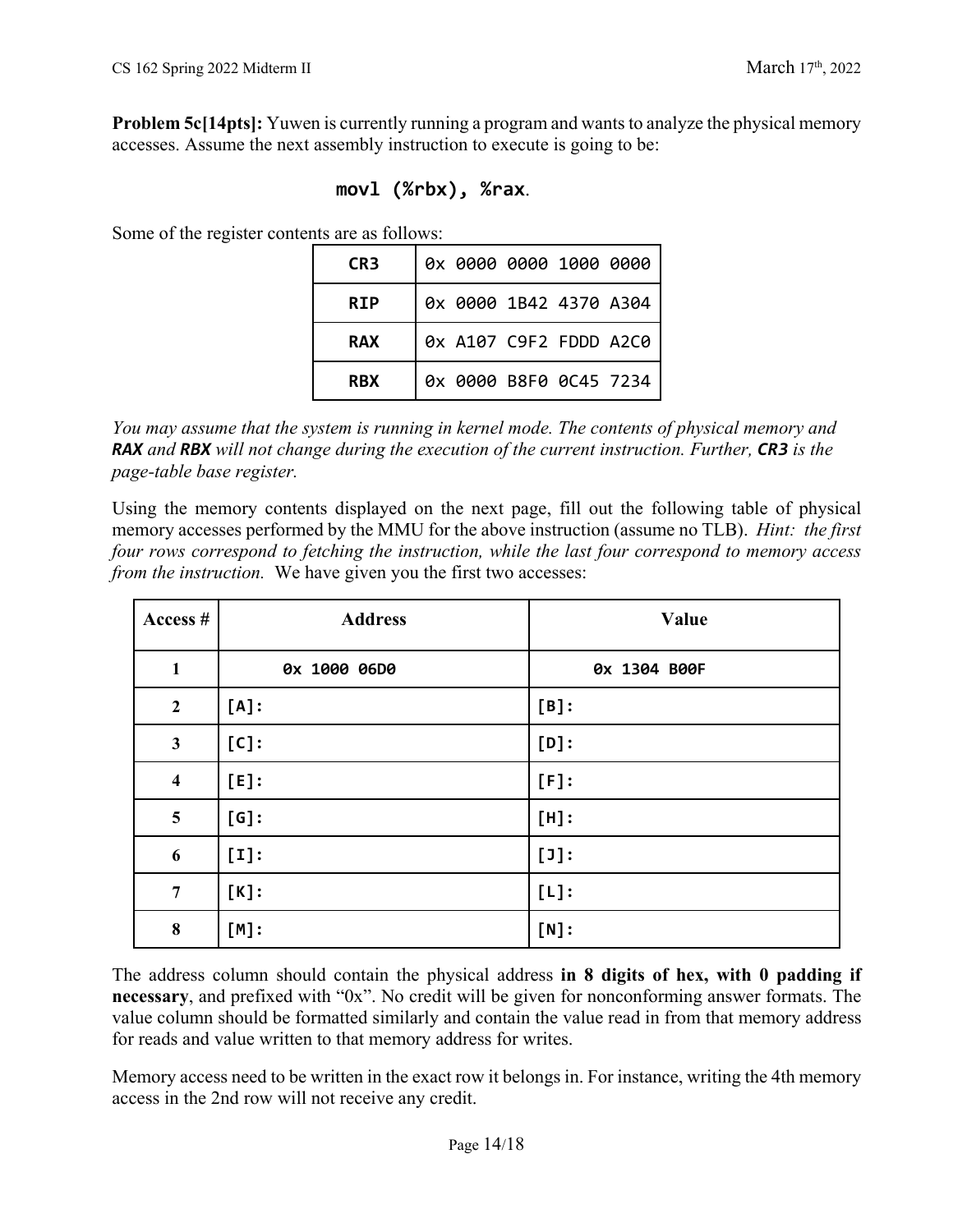**Problem 5c[14pts]:** Yuwen is currently running a program and wants to analyze the physical memory accesses. Assume the next assembly instruction to execute is going to be:

```
movl (%rbx), %rax.
```

Some of the register contents are as follows:

| | |
|---|---|
| **CR3** | 0x 0000 0000 1000 0000 |
| **RIP** | 0x 0000 1B42 4370 A304 |
| **RAX** | 0x A107 C9F2 FDDD A2C0 |
| **RBX** | 0x 0000 B8F0 0C45 7234 |

*You may assume that the system is running in kernel mode. The contents of physical memory and* ***RAX*** *and* ***RBX*** *will not change during the execution of the current instruction. Further,* ***CR3*** *is the page-table base register.*

Using the memory contents displayed on the next page, fill out the following table of physical memory accesses performed by the MMU for the above instruction (assume no TLB). *Hint: the first four rows correspond to fetching the instruction, while the last four correspond to memory access from the instruction.* We have given you the first two accesses:

| Access # | Address | Value |
|---|---|---|
| **1** | 0x 1000 06D0 | 0x 1304 B00F |
| **2** | [A]: | [B]: |
| **3** | [C]: | [D]: |
| **4** | [E]: | [F]: |
| **5** | [G]: | [H]: |
| **6** | [I]: | [J]: |
| **7** | [K]: | [L]: |
| **8** | [M]: | [N]: |

The address column should contain the physical address **in 8 digits of hex, with 0 padding if necessary**, and prefixed with "0x". No credit will be given for nonconforming answer formats. The value column should be formatted similarly and contain the value read in from that memory address for reads and value written to that memory address for writes.

Memory access need to be written in the exact row it belongs in. For instance, writing the 4th memory access in the 2nd row will not receive any credit.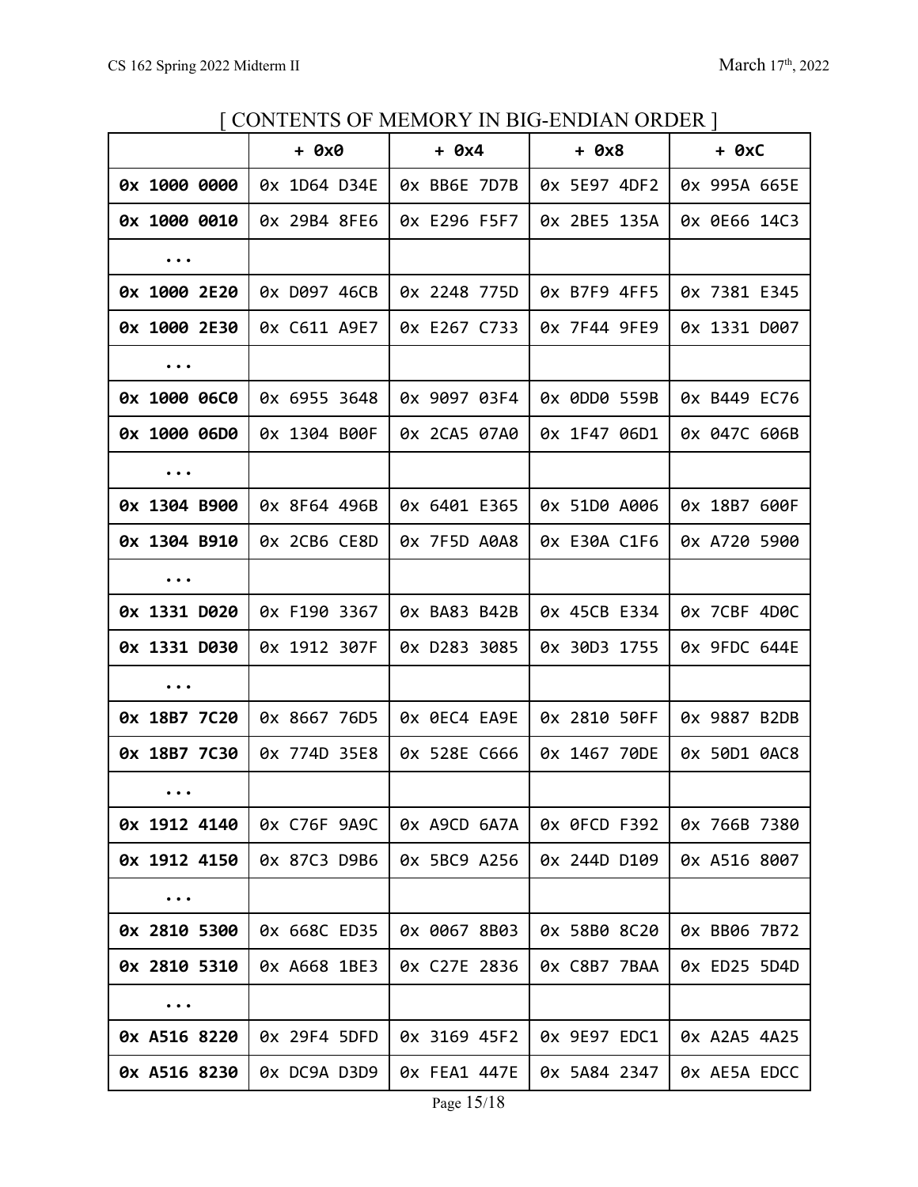[ CONTENTS OF MEMORY IN BIG-ENDIAN ORDER ]

| | + 0x0 | + 0x4 | + 0x8 | + 0xC |
|---|---|---|---|---|
| **0x 1000 0000** | 0x 1D64 D34E | 0x BB6E 7D7B | 0x 5E97 4DF2 | 0x 995A 665E |
| **0x 1000 0010** | 0x 29B4 8FE6 | 0x E296 F5F7 | 0x 2BE5 135A | 0x 0E66 14C3 |
| **...** | | | | |
| **0x 1000 2E20** | 0x D097 46CB | 0x 2248 775D | 0x B7F9 4FF5 | 0x 7381 E345 |
| **0x 1000 2E30** | 0x C611 A9E7 | 0x E267 C733 | 0x 7F44 9FE9 | 0x 1331 D007 |
| **...** | | | | |
| **0x 1000 06C0** | 0x 6955 3648 | 0x 9097 03F4 | 0x 0DD0 559B | 0x B449 EC76 |
| **0x 1000 06D0** | 0x 1304 B00F | 0x 2CA5 07A0 | 0x 1F47 06D1 | 0x 047C 606B |
| **...** | | | | |
| **0x 1304 B900** | 0x 8F64 496B | 0x 6401 E365 | 0x 51D0 A006 | 0x 18B7 600F |
| **0x 1304 B910** | 0x 2CB6 CE8D | 0x 7F5D A0A8 | 0x E30A C1F6 | 0x A720 5900 |
| **...** | | | | |
| **0x 1331 D020** | 0x F190 3367 | 0x BA83 B42B | 0x 45CB E334 | 0x 7CBF 4D0C |
| **0x 1331 D030** | 0x 1912 307F | 0x D283 3085 | 0x 30D3 1755 | 0x 9FDC 644E |
| **...** | | | | |
| **0x 18B7 7C20** | 0x 8667 76D5 | 0x 0EC4 EA9E | 0x 2810 50FF | 0x 9887 B2DB |
| **0x 18B7 7C30** | 0x 774D 35E8 | 0x 528E C666 | 0x 1467 70DE | 0x 50D1 0AC8 |
| **...** | | | | |
| **0x 1912 4140** | 0x C76F 9A9C | 0x A9CD 6A7A | 0x 0FCD F392 | 0x 766B 7380 |
| **0x 1912 4150** | 0x 87C3 D9B6 | 0x 5BC9 A256 | 0x 244D D109 | 0x A516 8007 |
| **...** | | | | |
| **0x 2810 5300** | 0x 668C ED35 | 0x 0067 8B03 | 0x 58B0 8C20 | 0x BB06 7B72 |
| **0x 2810 5310** | 0x A668 1BE3 | 0x C27E 2836 | 0x C8B7 7BAA | 0x ED25 5D4D |
| **...** | | | | |
| **0x A516 8220** | 0x 29F4 5DFD | 0x 3169 45F2 | 0x 9E97 EDC1 | 0x A2A5 4A25 |
| **0x A516 8230** | 0x DC9A D3D9 | 0x FEA1 447E | 0x 5A84 2347 | 0x AE5A EDCC |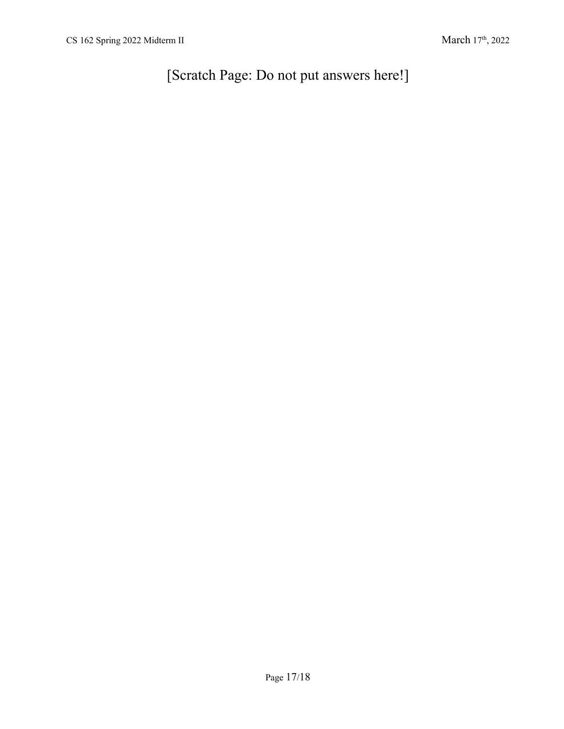[Scratch Page: Do not put answers here!]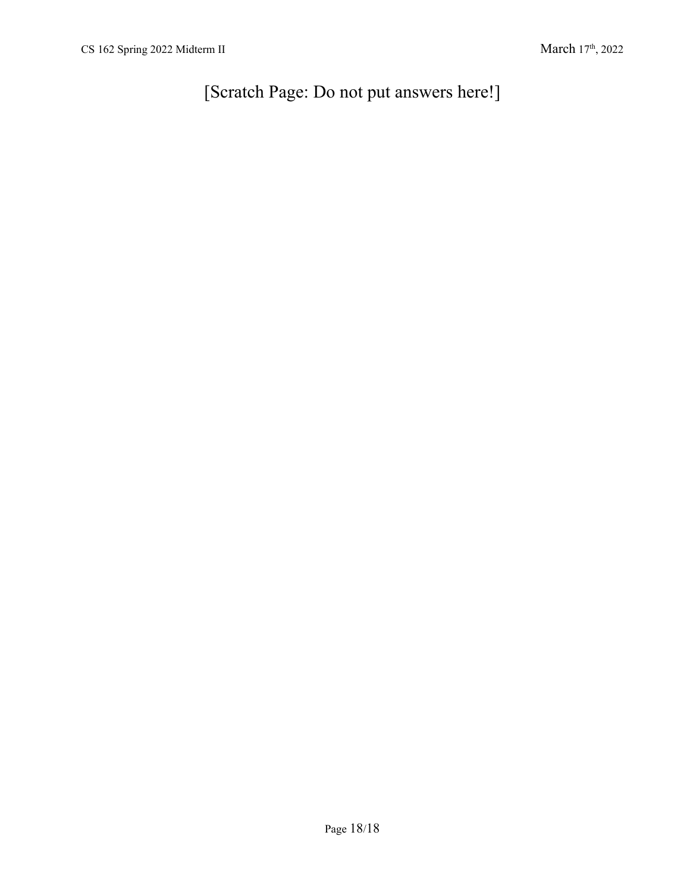# [Scratch Page: Do not put answers here!]